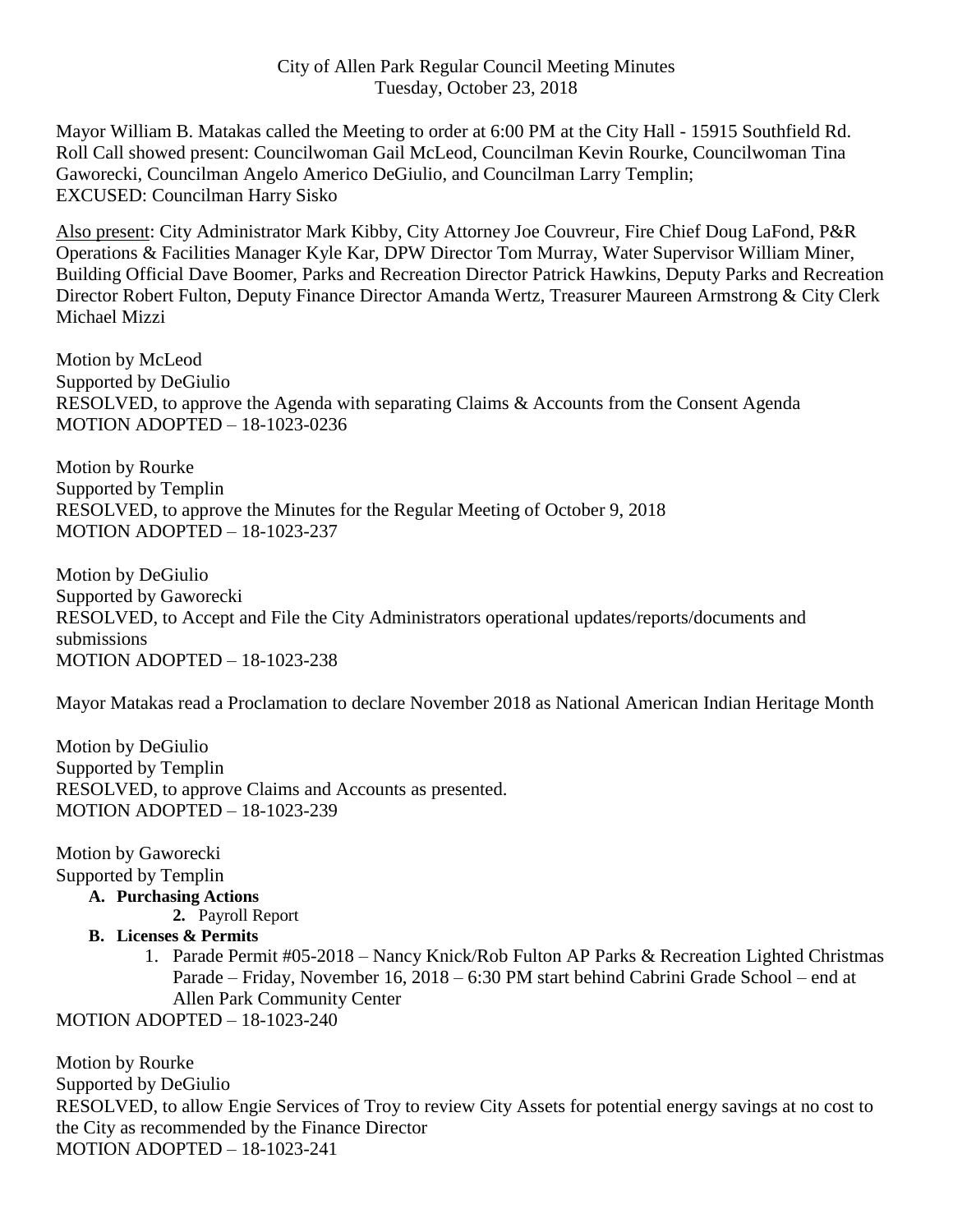City of Allen Park Regular Council Meeting Minutes
Tuesday, October 23, 2018

Mayor William B. Matakas called the Meeting to order at 6:00 PM at the City Hall - 15915 Southfield Rd. Roll Call showed present: Councilwoman Gail McLeod, Councilman Kevin Rourke, Councilwoman Tina Gaworecki, Councilman Angelo Americo DeGiulio, and Councilman Larry Templin;
EXCUSED: Councilman Harry Sisko

Also present: City Administrator Mark Kibby, City Attorney Joe Couvreur, Fire Chief Doug LaFond, P&R Operations & Facilities Manager Kyle Kar, DPW Director Tom Murray, Water Supervisor William Miner, Building Official Dave Boomer, Parks and Recreation Director Patrick Hawkins, Deputy Parks and Recreation Director Robert Fulton, Deputy Finance Director Amanda Wertz, Treasurer Maureen Armstrong & City Clerk Michael Mizzi

Motion by McLeod
Supported by DeGiulio
RESOLVED, to approve the Agenda with separating Claims & Accounts from the Consent Agenda
MOTION ADOPTED – 18-1023-0236

Motion by Rourke
Supported by Templin
RESOLVED, to approve the Minutes for the Regular Meeting of October 9, 2018
MOTION ADOPTED – 18-1023-237

Motion by DeGiulio
Supported by Gaworecki
RESOLVED, to Accept and File the City Administrators operational updates/reports/documents and submissions
MOTION ADOPTED – 18-1023-238

Mayor Matakas read a Proclamation to declare November 2018 as National American Indian Heritage Month

Motion by DeGiulio
Supported by Templin
RESOLVED, to approve Claims and Accounts as presented.
MOTION ADOPTED – 18-1023-239

Motion by Gaworecki
Supported by Templin

- **A. Purchasing Actions**
  - **2.** Payroll Report
- **B. Licenses & Permits**
  1. Parade Permit #05-2018 – Nancy Knick/Rob Fulton AP Parks & Recreation Lighted Christmas Parade – Friday, November 16, 2018 – 6:30 PM start behind Cabrini Grade School – end at Allen Park Community Center

MOTION ADOPTED – 18-1023-240

Motion by Rourke
Supported by DeGiulio
RESOLVED, to allow Engie Services of Troy to review City Assets for potential energy savings at no cost to the City as recommended by the Finance Director
MOTION ADOPTED – 18-1023-241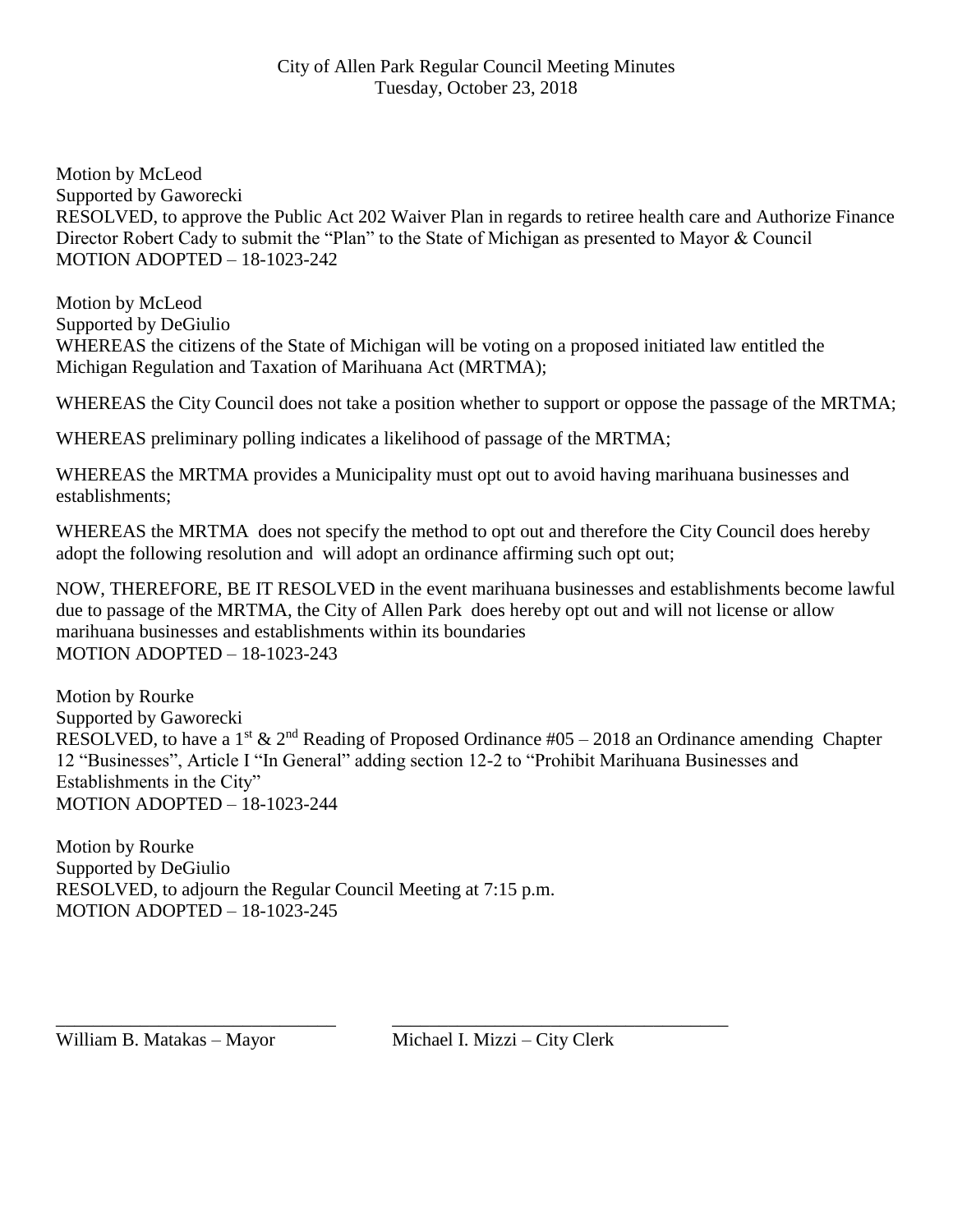City of Allen Park Regular Council Meeting Minutes
Tuesday, October 23, 2018

Motion by McLeod
Supported by Gaworecki
RESOLVED, to approve the Public Act 202 Waiver Plan in regards to retiree health care and Authorize Finance Director Robert Cady to submit the "Plan" to the State of Michigan as presented to Mayor & Council
MOTION ADOPTED – 18-1023-242

Motion by McLeod
Supported by DeGiulio
WHEREAS the citizens of the State of Michigan will be voting on a proposed initiated law entitled the Michigan Regulation and Taxation of Marihuana Act (MRTMA);

WHEREAS the City Council does not take a position whether to support or oppose the passage of the MRTMA;

WHEREAS preliminary polling indicates a likelihood of passage of the MRTMA;

WHEREAS the MRTMA provides a Municipality must opt out to avoid having marihuana businesses and establishments;

WHEREAS the MRTMA does not specify the method to opt out and therefore the City Council does hereby adopt the following resolution and will adopt an ordinance affirming such opt out;

NOW, THEREFORE, BE IT RESOLVED in the event marihuana businesses and establishments become lawful due to passage of the MRTMA, the City of Allen Park does hereby opt out and will not license or allow marihuana businesses and establishments within its boundaries
MOTION ADOPTED – 18-1023-243

Motion by Rourke
Supported by Gaworecki
RESOLVED, to have a 1st & 2nd Reading of Proposed Ordinance #05 – 2018 an Ordinance amending Chapter 12 "Businesses", Article I "In General" adding section 12-2 to "Prohibit Marihuana Businesses and Establishments in the City"
MOTION ADOPTED – 18-1023-244

Motion by Rourke
Supported by DeGiulio
RESOLVED, to adjourn the Regular Council Meeting at 7:15 p.m.
MOTION ADOPTED – 18-1023-245

\_\_\_\_\_\_\_\_\_\_\_\_\_\_\_\_\_\_\_\_\_\_\_\_\_\_\_\_\_\_ \_\_\_\_\_\_\_\_\_\_\_\_\_\_\_\_\_\_\_\_\_\_\_\_\_\_\_\_\_\_\_\_\_\_\_\_

William B. Matakas – Mayor Michael I. Mizzi – City Clerk